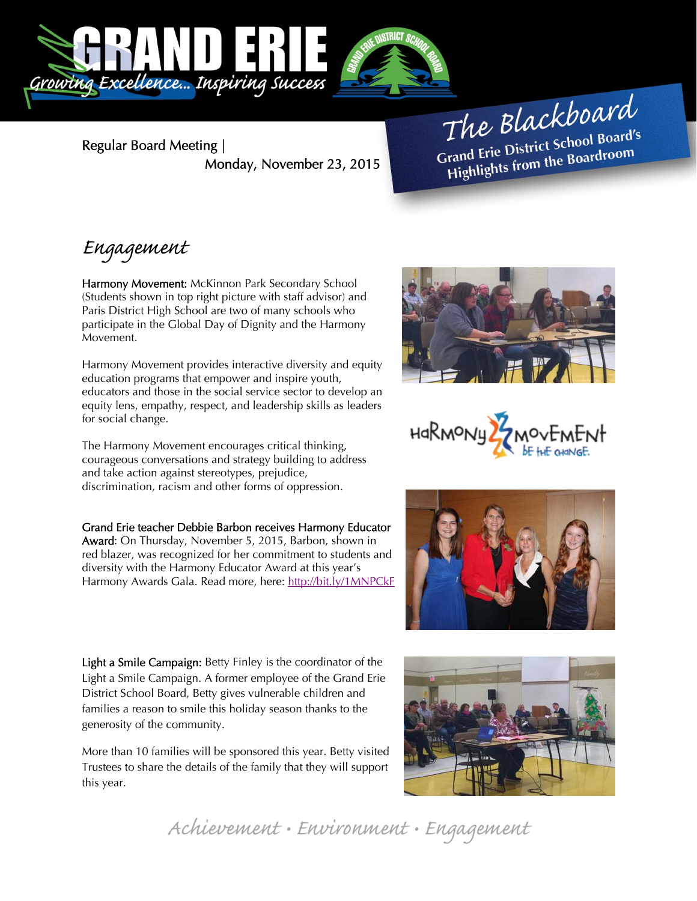# GRAND ERIE

*Growing Excellence... Inspiring Success*

Regular Board Meeting | Monday, November 23, 2015

**The Blackboard**
**Grand Erie District School Board's Highlights from the Boardroom**

## *Engagement*

**Harmony Movement:** McKinnon Park Secondary School (Students shown in top right picture with staff advisor) and Paris District High School are two of many schools who participate in the Global Day of Dignity and the Harmony Movement.

Harmony Movement provides interactive diversity and equity education programs that empower and inspire youth, educators and those in the social service sector to develop an equity lens, empathy, respect, and leadership skills as leaders for social change.

The Harmony Movement encourages critical thinking, courageous conversations and strategy building to address and take action against stereotypes, prejudice, discrimination, racism and other forms of oppression.

**Grand Erie teacher Debbie Barbon receives Harmony Educator Award**: On Thursday, November 5, 2015, Barbon, shown in red blazer, was recognized for her commitment to students and diversity with the Harmony Educator Award at this year's Harmony Awards Gala. Read more, here: http://bit.ly/1MNPCkF

**Light a Smile Campaign:** Betty Finley is the coordinator of the Light a Smile Campaign. A former employee of the Grand Erie District School Board, Betty gives vulnerable children and families a reason to smile this holiday season thanks to the generosity of the community.

More than 10 families will be sponsored this year. Betty visited Trustees to share the details of the family that they will support this year.

*Achievement • Environment • Engagement*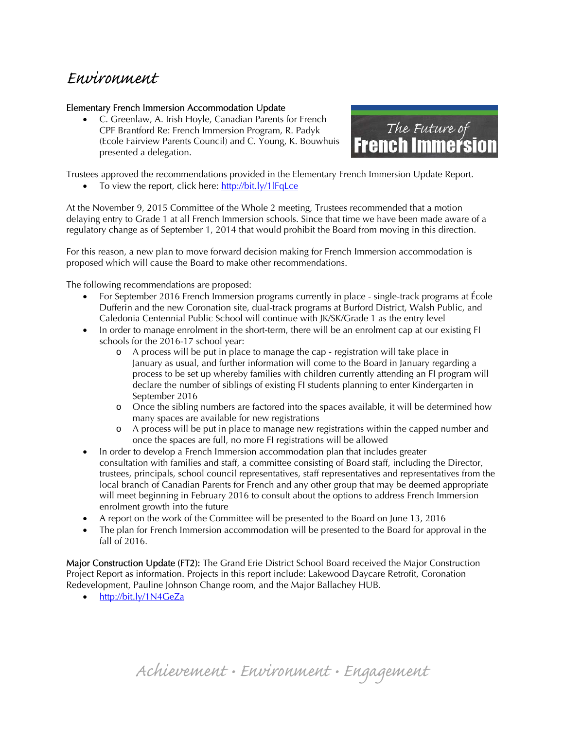# Environment

### Elementary French Immersion Accommodation Update

- C. Greenlaw, A. Irish Hoyle, Canadian Parents for French CPF Brantford Re: French Immersion Program, R. Padyk (Ecole Fairview Parents Council) and C. Young, K. Bouwhuis presented a delegation.

The Future of French Immersion

Trustees approved the recommendations provided in the Elementary French Immersion Update Report.

- To view the report, click here: http://bit.ly/1lFqLce

At the November 9, 2015 Committee of the Whole 2 meeting, Trustees recommended that a motion delaying entry to Grade 1 at all French Immersion schools. Since that time we have been made aware of a regulatory change as of September 1, 2014 that would prohibit the Board from moving in this direction.

For this reason, a new plan to move forward decision making for French Immersion accommodation is proposed which will cause the Board to make other recommendations.

The following recommendations are proposed:

- For September 2016 French Immersion programs currently in place - single-track programs at École Dufferin and the new Coronation site, dual-track programs at Burford District, Walsh Public, and Caledonia Centennial Public School will continue with JK/SK/Grade 1 as the entry level
- In order to manage enrolment in the short-term, there will be an enrolment cap at our existing FI schools for the 2016-17 school year:
  - A process will be put in place to manage the cap - registration will take place in January as usual, and further information will come to the Board in January regarding a process to be set up whereby families with children currently attending an FI program will declare the number of siblings of existing FI students planning to enter Kindergarten in September 2016
  - Once the sibling numbers are factored into the spaces available, it will be determined how many spaces are available for new registrations
  - A process will be put in place to manage new registrations within the capped number and once the spaces are full, no more FI registrations will be allowed
- In order to develop a French Immersion accommodation plan that includes greater consultation with families and staff, a committee consisting of Board staff, including the Director, trustees, principals, school council representatives, staff representatives and representatives from the local branch of Canadian Parents for French and any other group that may be deemed appropriate will meet beginning in February 2016 to consult about the options to address French Immersion enrolment growth into the future
- A report on the work of the Committee will be presented to the Board on June 13, 2016
- The plan for French Immersion accommodation will be presented to the Board for approval in the fall of 2016.

**Major Construction Update (FT2):** The Grand Erie District School Board received the Major Construction Project Report as information. Projects in this report include: Lakewood Daycare Retrofit, Coronation Redevelopment, Pauline Johnson Change room, and the Major Ballachey HUB.

- http://bit.ly/1N4GeZa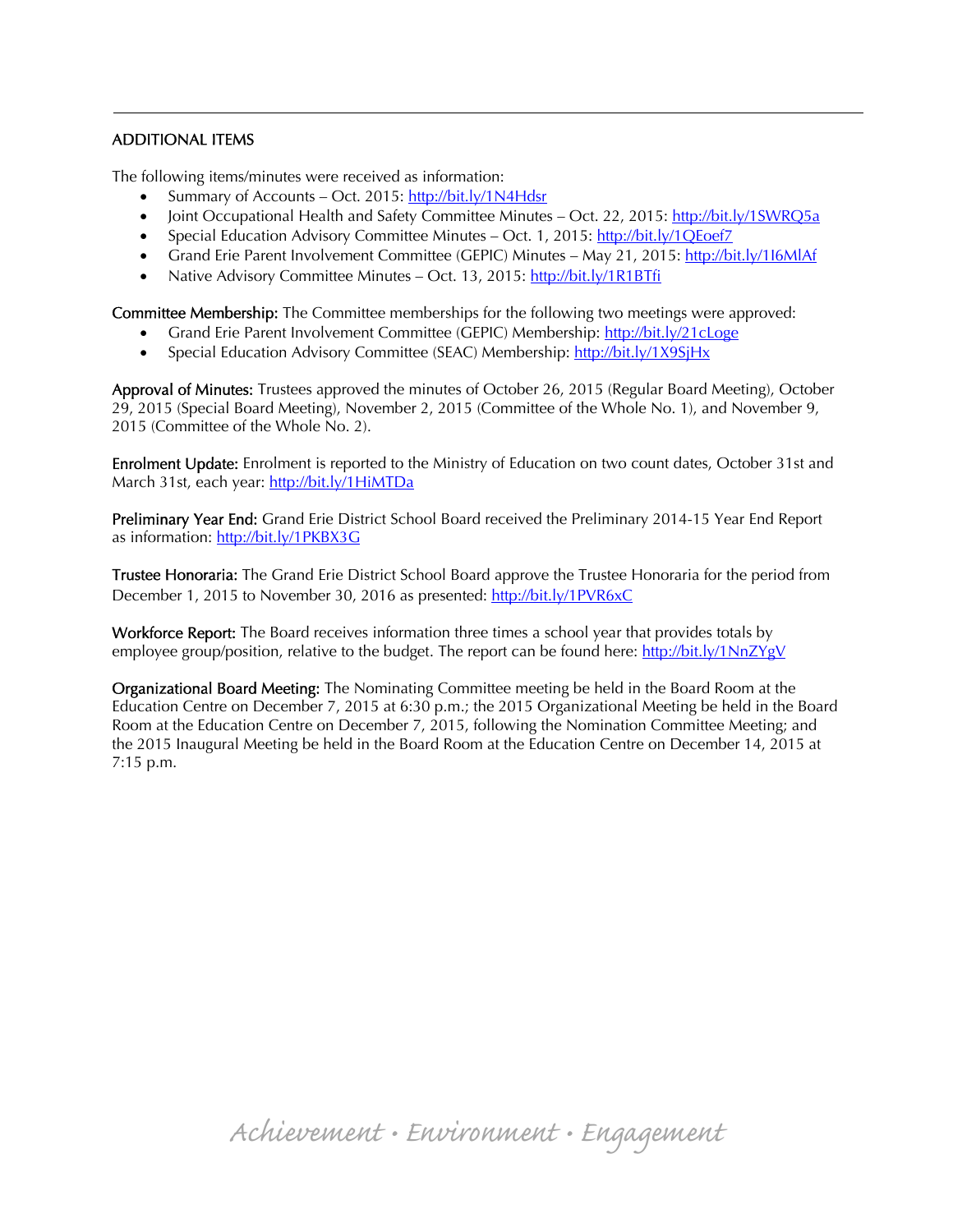## ADDITIONAL ITEMS

The following items/minutes were received as information:

- Summary of Accounts – Oct. 2015: http://bit.ly/1N4Hdsr
- Joint Occupational Health and Safety Committee Minutes – Oct. 22, 2015: http://bit.ly/1SWRQ5a
- Special Education Advisory Committee Minutes – Oct. 1, 2015: http://bit.ly/1QEoef7
- Grand Erie Parent Involvement Committee (GEPIC) Minutes – May 21, 2015: http://bit.ly/1I6MlAf
- Native Advisory Committee Minutes – Oct. 13, 2015: http://bit.ly/1R1BTfi

**Committee Membership:** The Committee memberships for the following two meetings were approved:

- Grand Erie Parent Involvement Committee (GEPIC) Membership: http://bit.ly/21cLoge
- Special Education Advisory Committee (SEAC) Membership: http://bit.ly/1X9SjHx

**Approval of Minutes:** Trustees approved the minutes of October 26, 2015 (Regular Board Meeting), October 29, 2015 (Special Board Meeting), November 2, 2015 (Committee of the Whole No. 1), and November 9, 2015 (Committee of the Whole No. 2).

**Enrolment Update:** Enrolment is reported to the Ministry of Education on two count dates, October 31st and March 31st, each year: http://bit.ly/1HiMTDa

**Preliminary Year End:** Grand Erie District School Board received the Preliminary 2014-15 Year End Report as information: http://bit.ly/1PKBX3G

**Trustee Honoraria:** The Grand Erie District School Board approve the Trustee Honoraria for the period from December 1, 2015 to November 30, 2016 as presented: http://bit.ly/1PVR6xC

**Workforce Report:** The Board receives information three times a school year that provides totals by employee group/position, relative to the budget. The report can be found here: http://bit.ly/1NnZYgV

**Organizational Board Meeting:** The Nominating Committee meeting be held in the Board Room at the Education Centre on December 7, 2015 at 6:30 p.m.; the 2015 Organizational Meeting be held in the Board Room at the Education Centre on December 7, 2015, following the Nomination Committee Meeting; and the 2015 Inaugural Meeting be held in the Board Room at the Education Centre on December 14, 2015 at 7:15 p.m.